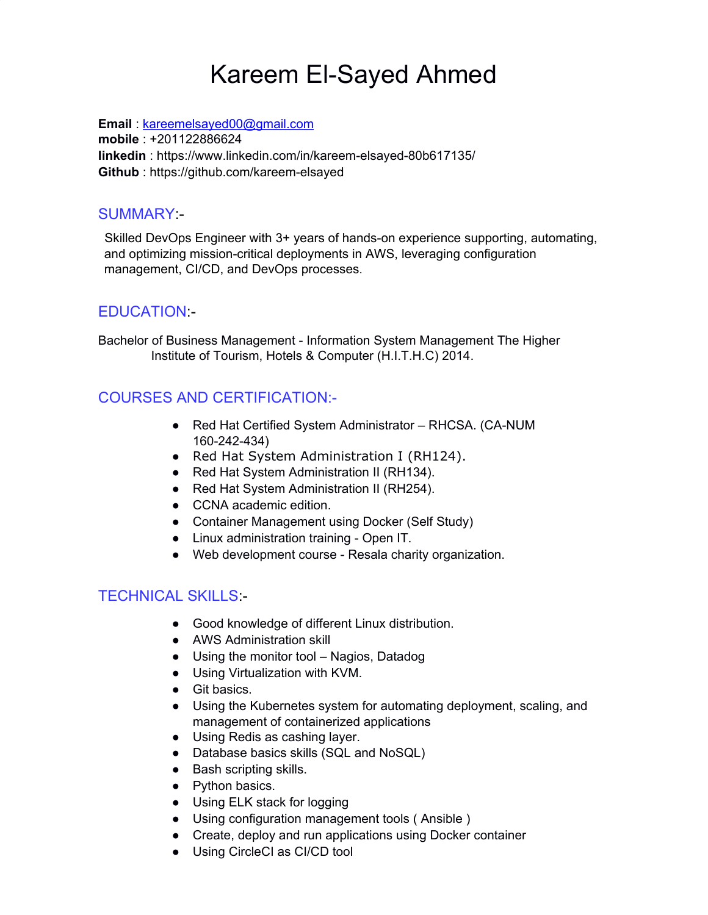# Kareem El-Sayed Ahmed

**Email** : kareemelsayed00@gmail.com
**mobile** : +201122886624
**linkedin** : https://www.linkedin.com/in/kareem-elsayed-80b617135/
**Github** : https://github.com/kareem-elsayed

## SUMMARY:-

Skilled DevOps Engineer with 3+ years of hands-on experience supporting, automating, and optimizing mission-critical deployments in AWS, leveraging configuration management, CI/CD, and DevOps processes.

## EDUCATION:-

Bachelor of Business Management - Information System Management The Higher Institute of Tourism, Hotels & Computer (H.I.T.H.C) 2014.

## COURSES AND CERTIFICATION:-

- Red Hat Certified System Administrator – RHCSA. (CA-NUM 160-242-434)
- Red Hat System Administration I (RH124).
- Red Hat System Administration II (RH134).
- Red Hat System Administration II (RH254).
- CCNA academic edition.
- Container Management using Docker (Self Study)
- Linux administration training - Open IT.
- Web development course - Resala charity organization.

## TECHNICAL SKILLS:-

- Good knowledge of different Linux distribution.
- AWS Administration skill
- Using the monitor tool – Nagios, Datadog
- Using Virtualization with KVM.
- Git basics.
- Using the Kubernetes system for automating deployment, scaling, and management of containerized applications
- Using Redis as cashing layer.
- Database basics skills (SQL and NoSQL)
- Bash scripting skills.
- Python basics.
- Using ELK stack for logging
- Using configuration management tools ( Ansible )
- Create, deploy and run applications using Docker container
- Using CircleCI as CI/CD tool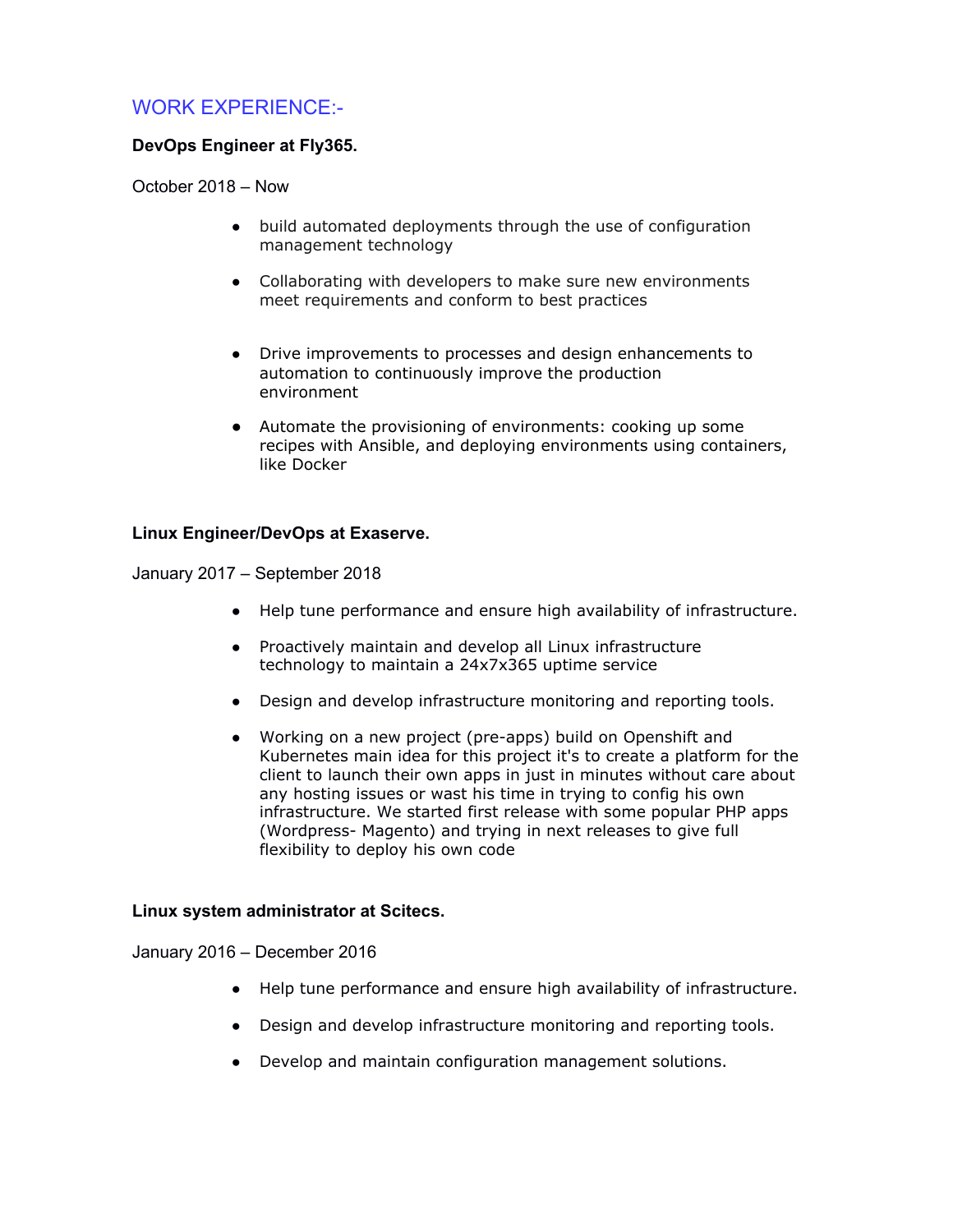## WORK EXPERIENCE:-

**DevOps Engineer at Fly365.**

October 2018 – Now

- build automated deployments through the use of configuration management technology
- Collaborating with developers to make sure new environments meet requirements and conform to best practices
- Drive improvements to processes and design enhancements to automation to continuously improve the production environment
- Automate the provisioning of environments: cooking up some recipes with Ansible, and deploying environments using containers, like Docker

**Linux Engineer/DevOps at Exaserve.**

January 2017 – September 2018

- Help tune performance and ensure high availability of infrastructure.
- Proactively maintain and develop all Linux infrastructure technology to maintain a 24x7x365 uptime service
- Design and develop infrastructure monitoring and reporting tools.
- Working on a new project (pre-apps) build on Openshift and Kubernetes main idea for this project it's to create a platform for the client to launch their own apps in just in minutes without care about any hosting issues or wast his time in trying to config his own infrastructure. We started first release with some popular PHP apps (Wordpress- Magento) and trying in next releases to give full flexibility to deploy his own code

**Linux system administrator at Scitecs.**

January 2016 – December 2016

- Help tune performance and ensure high availability of infrastructure.
- Design and develop infrastructure monitoring and reporting tools.
- Develop and maintain configuration management solutions.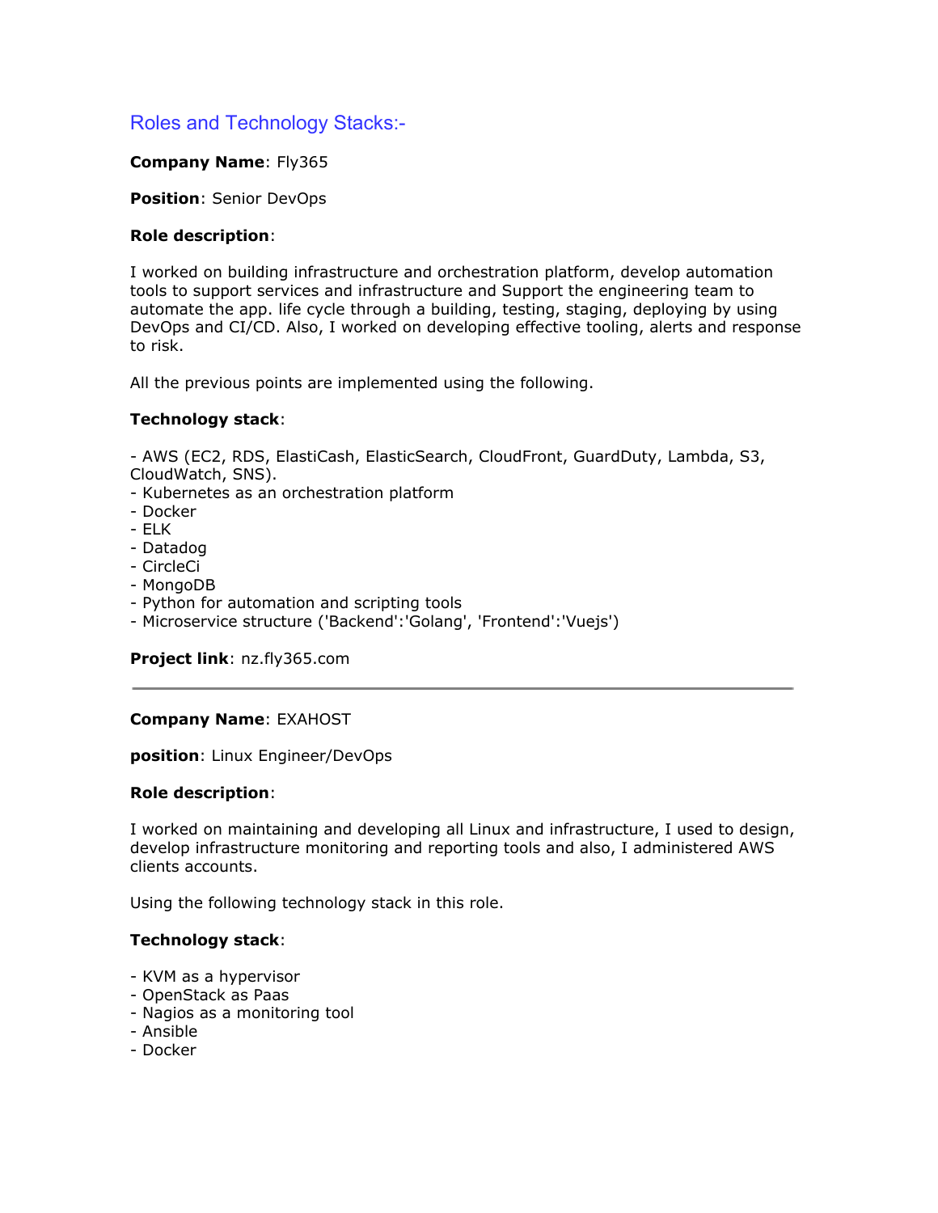## Roles and Technology Stacks:-

**Company Name**: Fly365

**Position**: Senior DevOps

**Role description**:

I worked on building infrastructure and orchestration platform, develop automation tools to support services and infrastructure and Support the engineering team to automate the app. life cycle through a building, testing, staging, deploying by using DevOps and CI/CD. Also, I worked on developing effective tooling, alerts and response to risk.

All the previous points are implemented using the following.

**Technology stack**:

- AWS (EC2, RDS, ElastiCash, ElasticSearch, CloudFront, GuardDuty, Lambda, S3, CloudWatch, SNS).
- Kubernetes as an orchestration platform
- Docker
- ELK
- Datadog
- CircleCi
- MongoDB
- Python for automation and scripting tools
- Microservice structure ('Backend':'Golang', 'Frontend':'Vuejs')

**Project link**: nz.fly365.com

---

**Company Name**: EXAHOST

**position**: Linux Engineer/DevOps

**Role description**:

I worked on maintaining and developing all Linux and infrastructure, I used to design, develop infrastructure monitoring and reporting tools and also, I administered AWS clients accounts.

Using the following technology stack in this role.

**Technology stack**:

- KVM as a hypervisor
- OpenStack as Paas
- Nagios as a monitoring tool
- Ansible
- Docker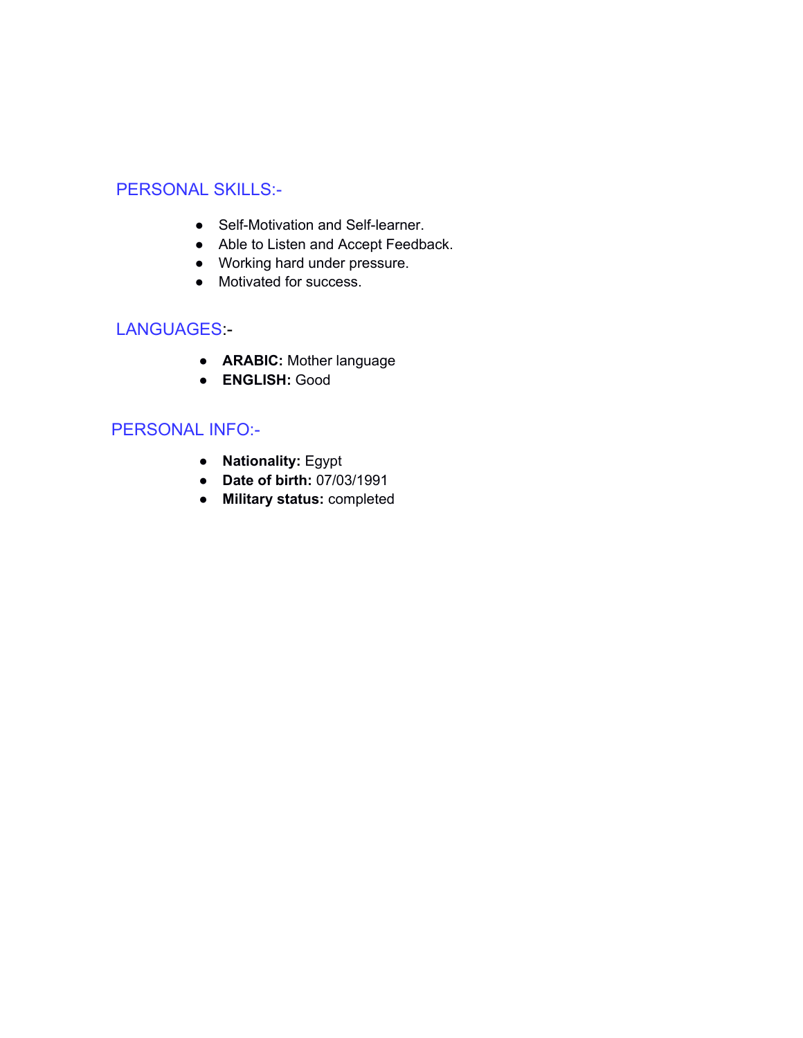## PERSONAL SKILLS:-

- Self-Motivation and Self-learner.
- Able to Listen and Accept Feedback.
- Working hard under pressure.
- Motivated for success.

## LANGUAGES:-

- **ARABIC:** Mother language
- **ENGLISH:** Good

## PERSONAL INFO:-

- **Nationality:** Egypt
- **Date of birth:** 07/03/1991
- **Military status:** completed